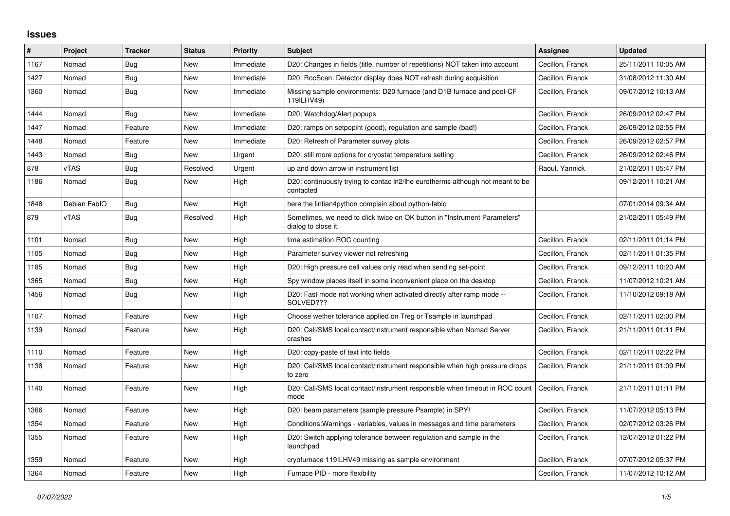# Issues

| # | Project | Tracker | Status | Priority | Subject | Assignee | Updated |
|---|---|---|---|---|---|---|---|
| 1167 | Nomad | Bug | New | Immediate | D20: Changes in fields (title, number of repetitions) NOT taken into account | Cecillon, Franck | 25/11/2011 10:05 AM |
| 1427 | Nomad | Bug | New | Immediate | D20: RocScan: Detector display does NOT refresh during acquisition | Cecillon, Franck | 31/08/2012 11:30 AM |
| 1360 | Nomad | Bug | New | Immediate | Missing sample environments: D20 furnace (and D1B furnace and pool-CF 119ILHV49) | Cecillon, Franck | 09/07/2012 10:13 AM |
| 1444 | Nomad | Bug | New | Immediate | D20: Watchdog/Alert popups | Cecillon, Franck | 26/09/2012 02:47 PM |
| 1447 | Nomad | Feature | New | Immediate | D20: ramps on setpopint (good), regulation and sample (bad!) | Cecillon, Franck | 26/09/2012 02:55 PM |
| 1448 | Nomad | Feature | New | Immediate | D20: Refresh of Parameter survey plots | Cecillon, Franck | 26/09/2012 02:57 PM |
| 1443 | Nomad | Bug | New | Urgent | D20: still more options for cryostat temperature setting | Cecillon, Franck | 26/09/2012 02:46 PM |
| 878 | vTAS | Bug | Resolved | Urgent | up and down arrow in instrument list | Raoul, Yannick | 21/02/2011 05:47 PM |
| 1186 | Nomad | Bug | New | High | D20: continuously trying to contac ln2/lhe eurotherms although not meant to be contacted | | 09/12/2011 10:21 AM |
| 1848 | Debian FabIO | Bug | New | High | here the lintian4python complain about python-fabio | | 07/01/2014 09:34 AM |
| 879 | vTAS | Bug | Resolved | High | Sometimes, we need to click twice on OK button in "Instrument Parameters" dialog to close it. | | 21/02/2011 05:49 PM |
| 1101 | Nomad | Bug | New | High | time estimation ROC counting | Cecillon, Franck | 02/11/2011 01:14 PM |
| 1105 | Nomad | Bug | New | High | Parameter survey viewer not refreshing | Cecillon, Franck | 02/11/2011 01:35 PM |
| 1185 | Nomad | Bug | New | High | D20: High pressure cell values only read when sending set-point | Cecillon, Franck | 09/12/2011 10:20 AM |
| 1365 | Nomad | Bug | New | High | Spy window places itself in some inconvenient place on the desktop | Cecillon, Franck | 11/07/2012 10:21 AM |
| 1456 | Nomad | Bug | New | High | D20: Fast mode not working when activated directly after ramp mode -- SOLVED??? | Cecillon, Franck | 11/10/2012 09:18 AM |
| 1107 | Nomad | Feature | New | High | Choose wether tolerance applied on Treg or Tsample in launchpad | Cecillon, Franck | 02/11/2011 02:00 PM |
| 1139 | Nomad | Feature | New | High | D20: Call/SMS local contact/instrument responsible when Nomad Server crashes | Cecillon, Franck | 21/11/2011 01:11 PM |
| 1110 | Nomad | Feature | New | High | D20: copy-paste of text into fields | Cecillon, Franck | 02/11/2011 02:22 PM |
| 1138 | Nomad | Feature | New | High | D20: Call/SMS local contact/instrument responsible when high pressure drops to zero | Cecillon, Franck | 21/11/2011 01:09 PM |
| 1140 | Nomad | Feature | New | High | D20: Call/SMS local contact/instrument responsible when timeout in ROC count mode | Cecillon, Franck | 21/11/2011 01:11 PM |
| 1366 | Nomad | Feature | New | High | D20: beam parameters (sample pressure Psample) in SPY! | Cecillon, Franck | 11/07/2012 05:13 PM |
| 1354 | Nomad | Feature | New | High | Conditions:Warnings - variables, values in messages and time parameters | Cecillon, Franck | 02/07/2012 03:26 PM |
| 1355 | Nomad | Feature | New | High | D20: Switch applying tolerance between regulation and sample in the launchpad | Cecillon, Franck | 12/07/2012 01:22 PM |
| 1359 | Nomad | Feature | New | High | cryofurnace 119ILHV49 missing as sample environment | Cecillon, Franck | 07/07/2012 05:37 PM |
| 1364 | Nomad | Feature | New | High | Furnace PID - more flexibility | Cecillon, Franck | 11/07/2012 10:12 AM |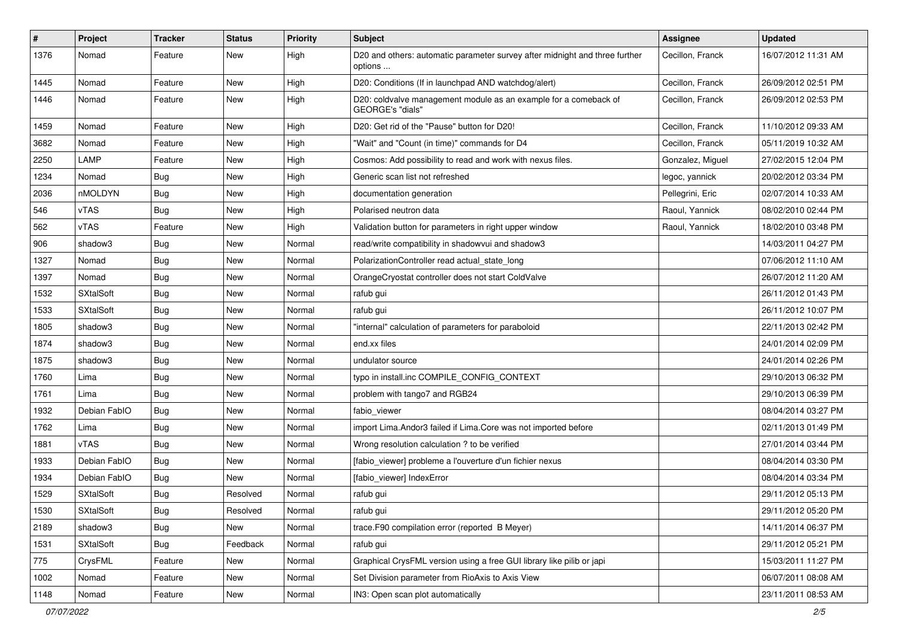| # | Project | Tracker | Status | Priority | Subject | Assignee | Updated |
|---|---|---|---|---|---|---|---|
| 1376 | Nomad | Feature | New | High | D20 and others: automatic parameter survey after midnight and three further options ... | Cecillon, Franck | 16/07/2012 11:31 AM |
| 1445 | Nomad | Feature | New | High | D20: Conditions (If in launchpad AND watchdog/alert) | Cecillon, Franck | 26/09/2012 02:51 PM |
| 1446 | Nomad | Feature | New | High | D20: coldvalve management module as an example for a comeback of GEORGE's "dials" | Cecillon, Franck | 26/09/2012 02:53 PM |
| 1459 | Nomad | Feature | New | High | D20: Get rid of the "Pause" button for D20! | Cecillon, Franck | 11/10/2012 09:33 AM |
| 3682 | Nomad | Feature | New | High | "Wait" and "Count (in time)" commands for D4 | Cecillon, Franck | 05/11/2019 10:32 AM |
| 2250 | LAMP | Feature | New | High | Cosmos: Add possibility to read and work with nexus files. | Gonzalez, Miguel | 27/02/2015 12:04 PM |
| 1234 | Nomad | Bug | New | High | Generic scan list not refreshed | legoc, yannick | 20/02/2012 03:34 PM |
| 2036 | nMOLDYN | Bug | New | High | documentation generation | Pellegrini, Eric | 02/07/2014 10:33 AM |
| 546 | vTAS | Bug | New | High | Polarised neutron data | Raoul, Yannick | 08/02/2010 02:44 PM |
| 562 | vTAS | Feature | New | High | Validation button for parameters in right upper window | Raoul, Yannick | 18/02/2010 03:48 PM |
| 906 | shadow3 | Bug | New | Normal | read/write compatibility in shadowvui and shadow3 | | 14/03/2011 04:27 PM |
| 1327 | Nomad | Bug | New | Normal | PolarizationController read actual_state_long | | 07/06/2012 11:10 AM |
| 1397 | Nomad | Bug | New | Normal | OrangeCryostat controller does not start ColdValve | | 26/07/2012 11:20 AM |
| 1532 | SXtalSoft | Bug | New | Normal | rafub gui | | 26/11/2012 01:43 PM |
| 1533 | SXtalSoft | Bug | New | Normal | rafub gui | | 26/11/2012 10:07 PM |
| 1805 | shadow3 | Bug | New | Normal | "internal" calculation of parameters for paraboloid | | 22/11/2013 02:42 PM |
| 1874 | shadow3 | Bug | New | Normal | end.xx files | | 24/01/2014 02:09 PM |
| 1875 | shadow3 | Bug | New | Normal | undulator source | | 24/01/2014 02:26 PM |
| 1760 | Lima | Bug | New | Normal | typo in install.inc COMPILE_CONFIG_CONTEXT | | 29/10/2013 06:32 PM |
| 1761 | Lima | Bug | New | Normal | problem with tango7 and RGB24 | | 29/10/2013 06:39 PM |
| 1932 | Debian FabIO | Bug | New | Normal | fabio_viewer | | 08/04/2014 03:27 PM |
| 1762 | Lima | Bug | New | Normal | import Lima.Andor3 failed if Lima.Core was not imported before | | 02/11/2013 01:49 PM |
| 1881 | vTAS | Bug | New | Normal | Wrong resolution calculation ? to be verified | | 27/01/2014 03:44 PM |
| 1933 | Debian FabIO | Bug | New | Normal | [fabio_viewer] probleme a l'ouverture d'un fichier nexus | | 08/04/2014 03:30 PM |
| 1934 | Debian FabIO | Bug | New | Normal | [fabio_viewer] IndexError | | 08/04/2014 03:34 PM |
| 1529 | SXtalSoft | Bug | Resolved | Normal | rafub gui | | 29/11/2012 05:13 PM |
| 1530 | SXtalSoft | Bug | Resolved | Normal | rafub gui | | 29/11/2012 05:20 PM |
| 2189 | shadow3 | Bug | New | Normal | trace.F90 compilation error (reported B Meyer) | | 14/11/2014 06:37 PM |
| 1531 | SXtalSoft | Bug | Feedback | Normal | rafub gui | | 29/11/2012 05:21 PM |
| 775 | CrysFML | Feature | New | Normal | Graphical CrysFML version using a free GUI library like pilib or japi | | 15/03/2011 11:27 PM |
| 1002 | Nomad | Feature | New | Normal | Set Division parameter from RioAxis to Axis View | | 06/07/2011 08:08 AM |
| 1148 | Nomad | Feature | New | Normal | IN3: Open scan plot automatically | | 23/11/2011 08:53 AM |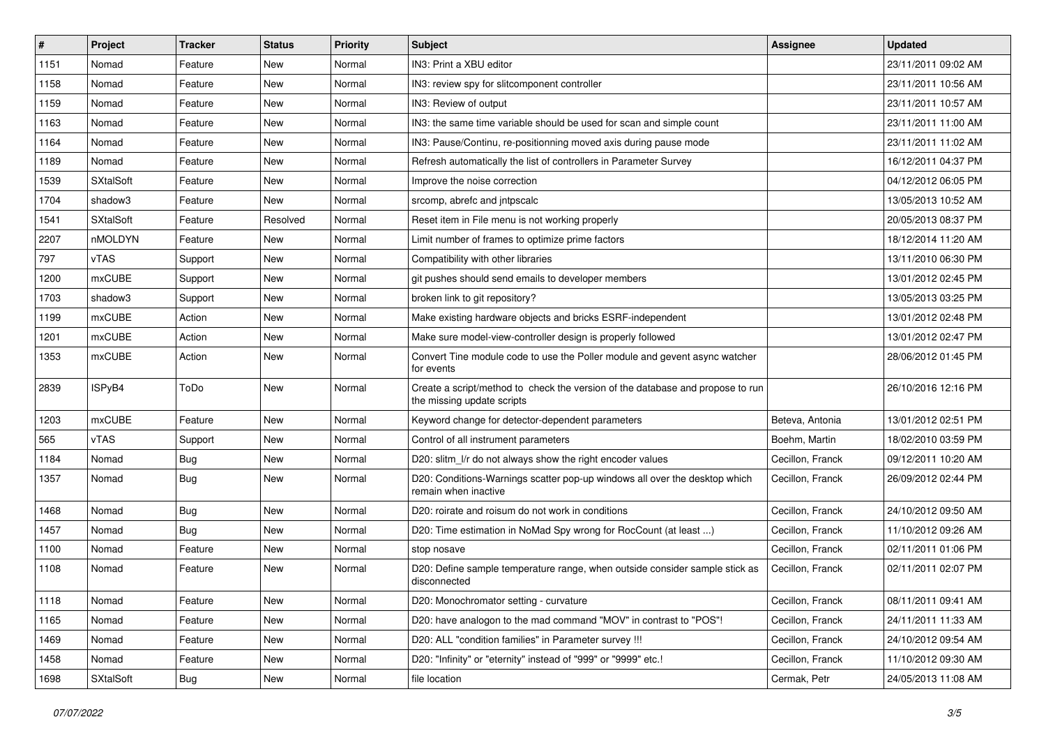| # | Project | Tracker | Status | Priority | Subject | Assignee | Updated |
|---|---|---|---|---|---|---|---|
| 1151 | Nomad | Feature | New | Normal | IN3: Print a XBU editor | | 23/11/2011 09:02 AM |
| 1158 | Nomad | Feature | New | Normal | IN3: review spy for slitcomponent controller | | 23/11/2011 10:56 AM |
| 1159 | Nomad | Feature | New | Normal | IN3: Review of output | | 23/11/2011 10:57 AM |
| 1163 | Nomad | Feature | New | Normal | IN3: the same time variable should be used for scan and simple count | | 23/11/2011 11:00 AM |
| 1164 | Nomad | Feature | New | Normal | IN3: Pause/Continu, re-positionning moved axis during pause mode | | 23/11/2011 11:02 AM |
| 1189 | Nomad | Feature | New | Normal | Refresh automatically the list of controllers in Parameter Survey | | 16/12/2011 04:37 PM |
| 1539 | SXtalSoft | Feature | New | Normal | Improve the noise correction | | 04/12/2012 06:05 PM |
| 1704 | shadow3 | Feature | New | Normal | srcomp, abrefc and jntpscalc | | 13/05/2013 10:52 AM |
| 1541 | SXtalSoft | Feature | Resolved | Normal | Reset item in File menu is not working properly | | 20/05/2013 08:37 PM |
| 2207 | nMOLDYN | Feature | New | Normal | Limit number of frames to optimize prime factors | | 18/12/2014 11:20 AM |
| 797 | vTAS | Support | New | Normal | Compatibility with other libraries | | 13/11/2010 06:30 PM |
| 1200 | mxCUBE | Support | New | Normal | git pushes should send emails to developer members | | 13/01/2012 02:45 PM |
| 1703 | shadow3 | Support | New | Normal | broken link to git repository? | | 13/05/2013 03:25 PM |
| 1199 | mxCUBE | Action | New | Normal | Make existing hardware objects and bricks ESRF-independent | | 13/01/2012 02:48 PM |
| 1201 | mxCUBE | Action | New | Normal | Make sure model-view-controller design is properly followed | | 13/01/2012 02:47 PM |
| 1353 | mxCUBE | Action | New | Normal | Convert Tine module code to use the Poller module and gevent async watcher for events | | 28/06/2012 01:45 PM |
| 2839 | ISPyB4 | ToDo | New | Normal | Create a script/method to check the version of the database and propose to run the missing update scripts | | 26/10/2016 12:16 PM |
| 1203 | mxCUBE | Feature | New | Normal | Keyword change for detector-dependent parameters | Beteva, Antonia | 13/01/2012 02:51 PM |
| 565 | vTAS | Support | New | Normal | Control of all instrument parameters | Boehm, Martin | 18/02/2010 03:59 PM |
| 1184 | Nomad | Bug | New | Normal | D20: slitm_l/r do not always show the right encoder values | Cecillon, Franck | 09/12/2011 10:20 AM |
| 1357 | Nomad | Bug | New | Normal | D20: Conditions-Warnings scatter pop-up windows all over the desktop which remain when inactive | Cecillon, Franck | 26/09/2012 02:44 PM |
| 1468 | Nomad | Bug | New | Normal | D20: roirate and roisum do not work in conditions | Cecillon, Franck | 24/10/2012 09:50 AM |
| 1457 | Nomad | Bug | New | Normal | D20: Time estimation in NoMad Spy wrong for RocCount (at least ...) | Cecillon, Franck | 11/10/2012 09:26 AM |
| 1100 | Nomad | Feature | New | Normal | stop nosave | Cecillon, Franck | 02/11/2011 01:06 PM |
| 1108 | Nomad | Feature | New | Normal | D20: Define sample temperature range, when outside consider sample stick as disconnected | Cecillon, Franck | 02/11/2011 02:07 PM |
| 1118 | Nomad | Feature | New | Normal | D20: Monochromator setting - curvature | Cecillon, Franck | 08/11/2011 09:41 AM |
| 1165 | Nomad | Feature | New | Normal | D20: have analogon to the mad command "MOV" in contrast to "POS"! | Cecillon, Franck | 24/11/2011 11:33 AM |
| 1469 | Nomad | Feature | New | Normal | D20: ALL "condition families" in Parameter survey !!! | Cecillon, Franck | 24/10/2012 09:54 AM |
| 1458 | Nomad | Feature | New | Normal | D20: "Infinity" or "eternity" instead of "999" or "9999" etc.! | Cecillon, Franck | 11/10/2012 09:30 AM |
| 1698 | SXtalSoft | Bug | New | Normal | file location | Cermak, Petr | 24/05/2013 11:08 AM |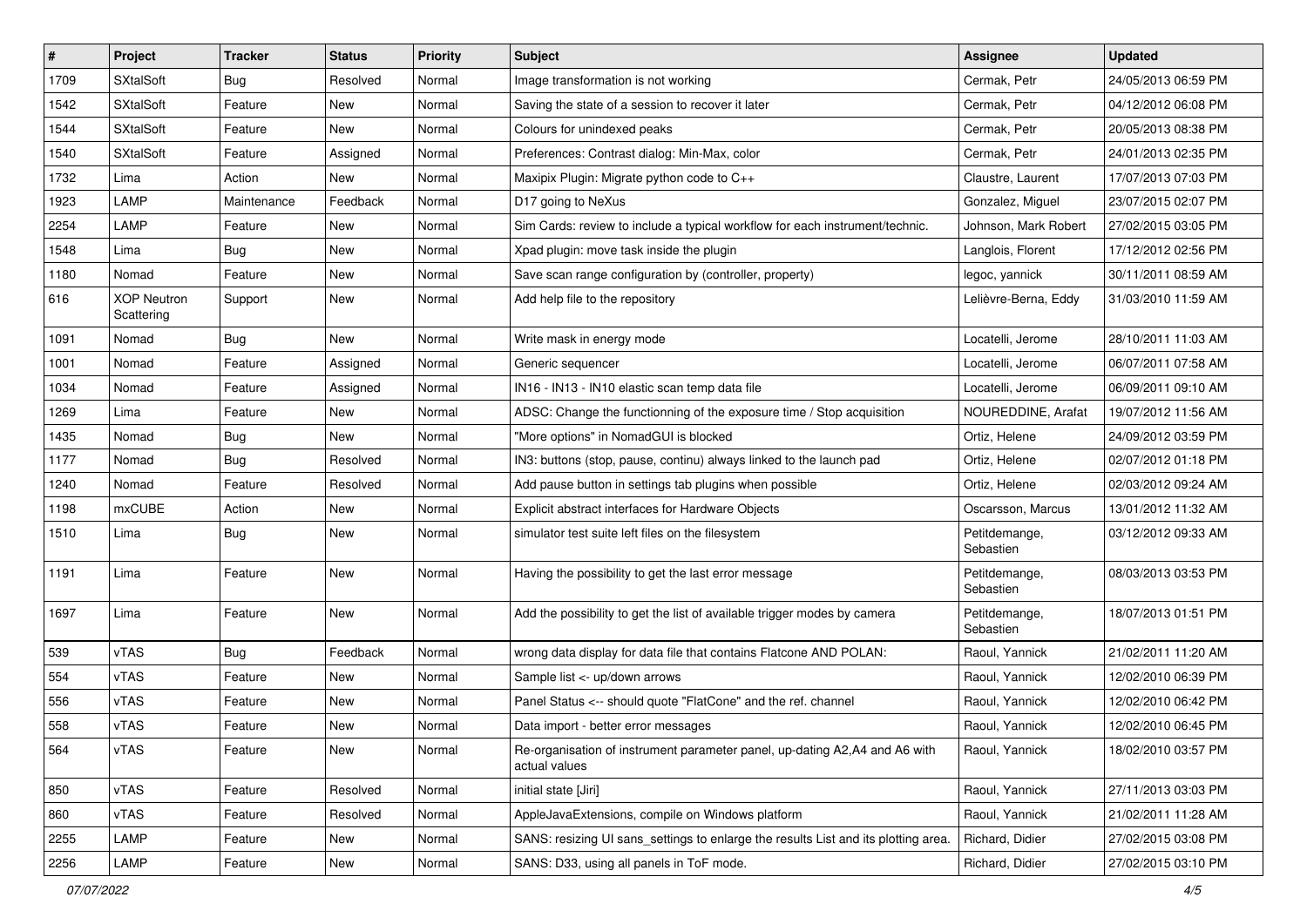| # | Project | Tracker | Status | Priority | Subject | Assignee | Updated |
|---|---|---|---|---|---|---|---|
| 1709 | SXtalSoft | Bug | Resolved | Normal | Image transformation is not working | Cermak, Petr | 24/05/2013 06:59 PM |
| 1542 | SXtalSoft | Feature | New | Normal | Saving the state of a session to recover it later | Cermak, Petr | 04/12/2012 06:08 PM |
| 1544 | SXtalSoft | Feature | New | Normal | Colours for unindexed peaks | Cermak, Petr | 20/05/2013 08:38 PM |
| 1540 | SXtalSoft | Feature | Assigned | Normal | Preferences: Contrast dialog: Min-Max, color | Cermak, Petr | 24/01/2013 02:35 PM |
| 1732 | Lima | Action | New | Normal | Maxipix Plugin: Migrate python code to C++ | Claustre, Laurent | 17/07/2013 07:03 PM |
| 1923 | LAMP | Maintenance | Feedback | Normal | D17 going to NeXus | Gonzalez, Miguel | 23/07/2015 02:07 PM |
| 2254 | LAMP | Feature | New | Normal | Sim Cards: review to include a typical workflow for each instrument/technic. | Johnson, Mark Robert | 27/02/2015 03:05 PM |
| 1548 | Lima | Bug | New | Normal | Xpad plugin: move task inside the plugin | Langlois, Florent | 17/12/2012 02:56 PM |
| 1180 | Nomad | Feature | New | Normal | Save scan range configuration by (controller, property) | legoc, yannick | 30/11/2011 08:59 AM |
| 616 | XOP Neutron Scattering | Support | New | Normal | Add help file to the repository | Lelièvre-Berna, Eddy | 31/03/2010 11:59 AM |
| 1091 | Nomad | Bug | New | Normal | Write mask in energy mode | Locatelli, Jerome | 28/10/2011 11:03 AM |
| 1001 | Nomad | Feature | Assigned | Normal | Generic sequencer | Locatelli, Jerome | 06/07/2011 07:58 AM |
| 1034 | Nomad | Feature | Assigned | Normal | IN16 - IN13 - IN10 elastic scan temp data file | Locatelli, Jerome | 06/09/2011 09:10 AM |
| 1269 | Lima | Feature | New | Normal | ADSC: Change the functionning of the exposure time / Stop acquisition | NOUREDDINE, Arafat | 19/07/2012 11:56 AM |
| 1435 | Nomad | Bug | New | Normal | "More options" in NomadGUI is blocked | Ortiz, Helene | 24/09/2012 03:59 PM |
| 1177 | Nomad | Bug | Resolved | Normal | IN3: buttons (stop, pause, continu) always linked to the launch pad | Ortiz, Helene | 02/07/2012 01:18 PM |
| 1240 | Nomad | Feature | Resolved | Normal | Add pause button in settings tab plugins when possible | Ortiz, Helene | 02/03/2012 09:24 AM |
| 1198 | mxCUBE | Action | New | Normal | Explicit abstract interfaces for Hardware Objects | Oscarsson, Marcus | 13/01/2012 11:32 AM |
| 1510 | Lima | Bug | New | Normal | simulator test suite left files on the filesystem | Petitdemange, Sebastien | 03/12/2012 09:33 AM |
| 1191 | Lima | Feature | New | Normal | Having the possibility to get the last error message | Petitdemange, Sebastien | 08/03/2013 03:53 PM |
| 1697 | Lima | Feature | New | Normal | Add the possibility to get the list of available trigger modes by camera | Petitdemange, Sebastien | 18/07/2013 01:51 PM |
| 539 | vTAS | Bug | Feedback | Normal | wrong data display for data file that contains Flatcone AND POLAN: | Raoul, Yannick | 21/02/2011 11:20 AM |
| 554 | vTAS | Feature | New | Normal | Sample list <- up/down arrows | Raoul, Yannick | 12/02/2010 06:39 PM |
| 556 | vTAS | Feature | New | Normal | Panel Status <-- should quote "FlatCone" and the ref. channel | Raoul, Yannick | 12/02/2010 06:42 PM |
| 558 | vTAS | Feature | New | Normal | Data import - better error messages | Raoul, Yannick | 12/02/2010 06:45 PM |
| 564 | vTAS | Feature | New | Normal | Re-organisation of instrument parameter panel, up-dating A2,A4 and A6 with actual values | Raoul, Yannick | 18/02/2010 03:57 PM |
| 850 | vTAS | Feature | Resolved | Normal | initial state [Jiri] | Raoul, Yannick | 27/11/2013 03:03 PM |
| 860 | vTAS | Feature | Resolved | Normal | AppleJavaExtensions, compile on Windows platform | Raoul, Yannick | 21/02/2011 11:28 AM |
| 2255 | LAMP | Feature | New | Normal | SANS: resizing UI sans_settings to enlarge the results List and its plotting area. | Richard, Didier | 27/02/2015 03:08 PM |
| 2256 | LAMP | Feature | New | Normal | SANS: D33, using all panels in ToF mode. | Richard, Didier | 27/02/2015 03:10 PM |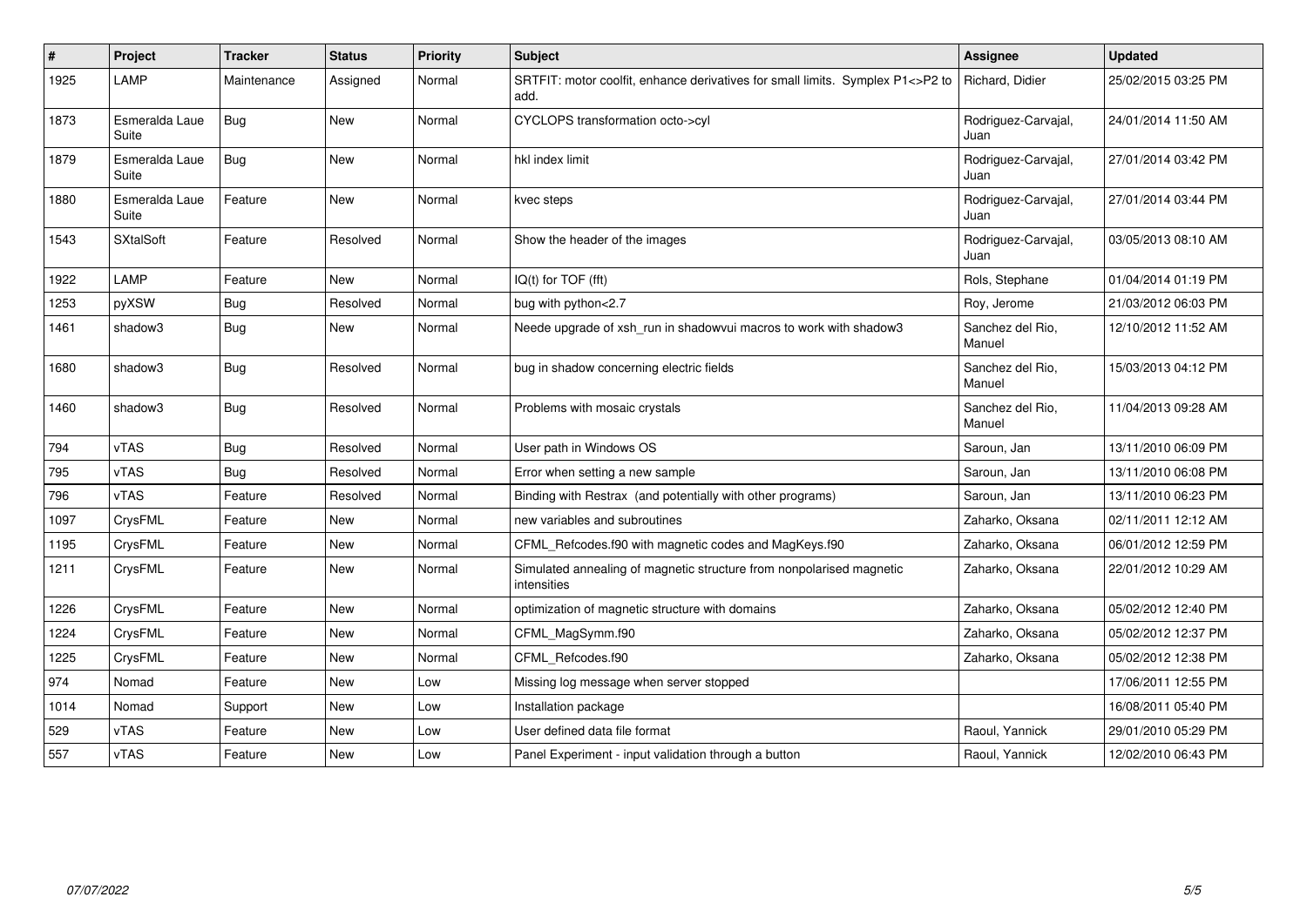| # | Project | Tracker | Status | Priority | Subject | Assignee | Updated |
|---|---|---|---|---|---|---|---|
| 1925 | LAMP | Maintenance | Assigned | Normal | SRTFIT: motor coolfit, enhance derivatives for small limits. Symplex P1<>P2 to add. | Richard, Didier | 25/02/2015 03:25 PM |
| 1873 | Esmeralda Laue Suite | Bug | New | Normal | CYCLOPS transformation octo->cyl | Rodriguez-Carvajal, Juan | 24/01/2014 11:50 AM |
| 1879 | Esmeralda Laue Suite | Bug | New | Normal | hkl index limit | Rodriguez-Carvajal, Juan | 27/01/2014 03:42 PM |
| 1880 | Esmeralda Laue Suite | Feature | New | Normal | kvec steps | Rodriguez-Carvajal, Juan | 27/01/2014 03:44 PM |
| 1543 | SXtalSoft | Feature | Resolved | Normal | Show the header of the images | Rodriguez-Carvajal, Juan | 03/05/2013 08:10 AM |
| 1922 | LAMP | Feature | New | Normal | IQ(t) for TOF (fft) | Rols, Stephane | 01/04/2014 01:19 PM |
| 1253 | pyXSW | Bug | Resolved | Normal | bug with python<2.7 | Roy, Jerome | 21/03/2012 06:03 PM |
| 1461 | shadow3 | Bug | New | Normal | Neede upgrade of xsh_run in shadowvui macros to work with shadow3 | Sanchez del Rio, Manuel | 12/10/2012 11:52 AM |
| 1680 | shadow3 | Bug | Resolved | Normal | bug in shadow concerning electric fields | Sanchez del Rio, Manuel | 15/03/2013 04:12 PM |
| 1460 | shadow3 | Bug | Resolved | Normal | Problems with mosaic crystals | Sanchez del Rio, Manuel | 11/04/2013 09:28 AM |
| 794 | vTAS | Bug | Resolved | Normal | User path in Windows OS | Saroun, Jan | 13/11/2010 06:09 PM |
| 795 | vTAS | Bug | Resolved | Normal | Error when setting a new sample | Saroun, Jan | 13/11/2010 06:08 PM |
| 796 | vTAS | Feature | Resolved | Normal | Binding with Restrax (and potentially with other programs) | Saroun, Jan | 13/11/2010 06:23 PM |
| 1097 | CrysFML | Feature | New | Normal | new variables and subroutines | Zaharko, Oksana | 02/11/2011 12:12 AM |
| 1195 | CrysFML | Feature | New | Normal | CFML_Refcodes.f90 with magnetic codes and MagKeys.f90 | Zaharko, Oksana | 06/01/2012 12:59 PM |
| 1211 | CrysFML | Feature | New | Normal | Simulated annealing of magnetic structure from nonpolarised magnetic intensities | Zaharko, Oksana | 22/01/2012 10:29 AM |
| 1226 | CrysFML | Feature | New | Normal | optimization of magnetic structure with domains | Zaharko, Oksana | 05/02/2012 12:40 PM |
| 1224 | CrysFML | Feature | New | Normal | CFML_MagSymm.f90 | Zaharko, Oksana | 05/02/2012 12:37 PM |
| 1225 | CrysFML | Feature | New | Normal | CFML_Refcodes.f90 | Zaharko, Oksana | 05/02/2012 12:38 PM |
| 974 | Nomad | Feature | New | Low | Missing log message when server stopped | | 17/06/2011 12:55 PM |
| 1014 | Nomad | Support | New | Low | Installation package | | 16/08/2011 05:40 PM |
| 529 | vTAS | Feature | New | Low | User defined data file format | Raoul, Yannick | 29/01/2010 05:29 PM |
| 557 | vTAS | Feature | New | Low | Panel Experiment - input validation through a button | Raoul, Yannick | 12/02/2010 06:43 PM |

*07/07/2022*